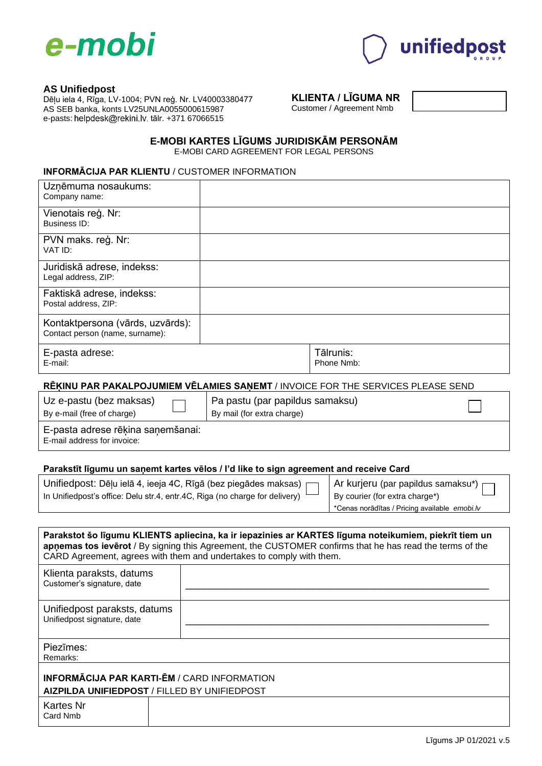e-mobi

unifiedpost GROUP

**AS Unifiedpost**
Dēļu iela 4, Rīga, LV-1004; PVN reģ. Nr. LV40003380477
AS SEB banka, konts LV25UNLA0055000615987
e-pasts: helpdesk@rekini.lv, tālr. +371 67066515

**KLIENTA / LĪGUMA NR**
Customer / Agreement Nmb

| |
|---|
| |

## E-MOBI KARTES LĪGUMS JURIDISKĀM PERSONĀM
E-MOBI CARD AGREEMENT FOR LEGAL PERSONS

**INFORMĀCIJA PAR KLIENTU** / CUSTOMER INFORMATION

| | | |
|---|---|---|
| Uzņēmuma nosaukums:<br>Company name: | | |
| Vienotais reģ. Nr:<br>Business ID: | | |
| PVN maks. reģ. Nr:<br>VAT ID: | | |
| Juridiskā adrese, indekss:<br>Legal address, ZIP: | | |
| Faktiskā adrese, indekss:<br>Postal address, ZIP: | | |
| Kontaktpersona (vārds, uzvārds):<br>Contact person (name, surname): | | |
| E-pasta adrese:<br>E-mail: | | Tālrunis:<br>Phone Nmb: |

**RĒĶINU PAR PAKALPOJUMIEM VĒLAMIES SAŅEMT** / INVOICE FOR THE SERVICES PLEASE SEND

| | |
|---|---|
| Uz e-pastu (bez maksas)<br>By e-mail (free of charge) ☐ | Pa pastu (par papildus samaksu)<br>By mail (for extra charge) ☐ |
| E-pasta adrese rēķina saņemšanai:<br>E-mail address for invoice: | |

**Parakstīt līgumu un saņemt kartes vēlos / I'd like to sign agreement and receive Card**

| | |
|---|---|
| Unifiedpost: Dēļu ielā 4, ieeja 4C, Rīgā (bez piegādes maksas) ☐<br>In Unifiedpost's office: Delu str.4, entr.4C, Riga (no charge for delivery) | Ar kurjeru (par papildus samaksu*) ☐<br>By courier (for extra charge*)<br>*Cenas norādītas / Pricing available *emobi.lv* |

**Parakstot šo līgumu KLIENTS apliecina, ka ir iepazinies ar KARTES līguma noteikumiem, piekrīt tiem un apņemas tos ievērot** / By signing this Agreement, the CUSTOMER confirms that he has read the terms of the CARD Agreement, agrees with them and undertakes to comply with them.

| | |
|---|---|
| Klienta paraksts, datums<br>Customer's signature, date | ______________________________ |
| Unifiedpost paraksts, datums<br>Unifiedpost signature, date | ______________________________ |

Piezīmes:
Remarks:

**INFORMĀCIJA PAR KARTI-ĒM** / CARD INFORMATION
**AIZPILDA UNIFIEDPOST** / FILLED BY UNIFIEDPOST

| | |
|---|---|
| Kartes Nr<br>Card Nmb | |

Līgums JP 01/2021 v.5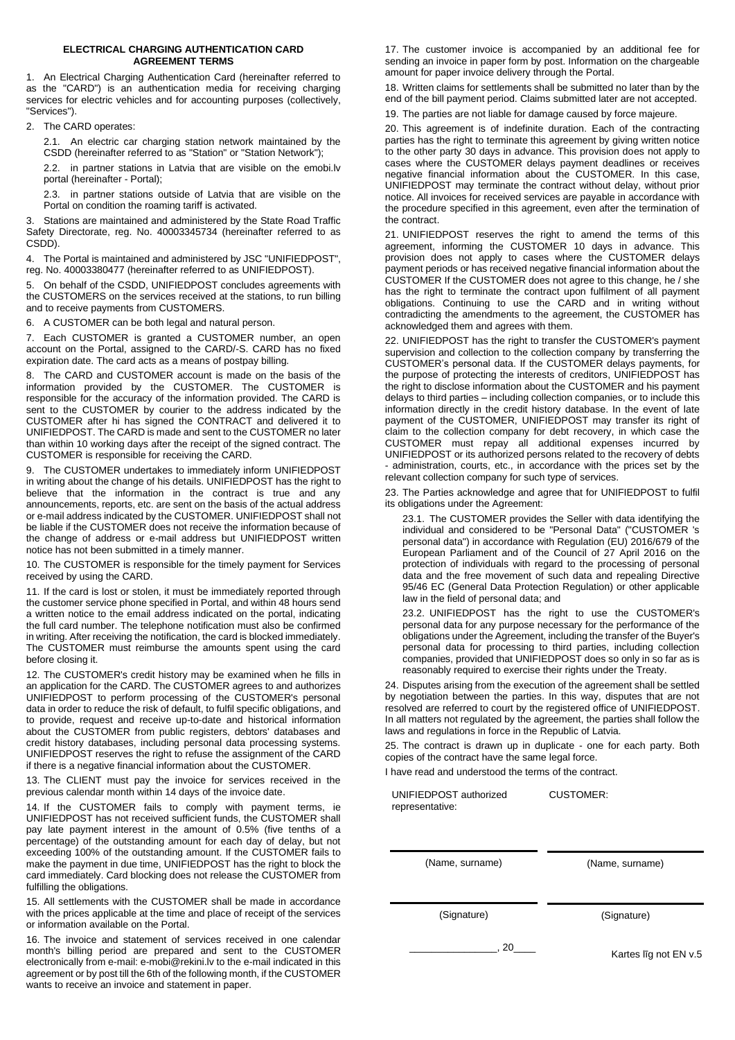## ELECTRICAL CHARGING AUTHENTICATION CARD AGREEMENT TERMS

1. An Electrical Charging Authentication Card (hereinafter referred to as the "CARD") is an authentication media for receiving charging services for electric vehicles and for accounting purposes (collectively, "Services").

2. The CARD operates:

   2.1. An electric car charging station network maintained by the CSDD (hereinafter referred to as "Station" or "Station Network");

   2.2. in partner stations in Latvia that are visible on the emobi.lv portal (hereinafter - Portal);

   2.3. in partner stations outside of Latvia that are visible on the Portal on condition the roaming tariff is activated.

3. Stations are maintained and administered by the State Road Traffic Safety Directorate, reg. No. 40003345734 (hereinafter referred to as CSDD).

4. The Portal is maintained and administered by JSC "UNIFIEDPOST", reg. No. 40003380477 (hereinafter referred to as UNIFIEDPOST).

5. On behalf of the CSDD, UNIFIEDPOST concludes agreements with the CUSTOMERS on the services received at the stations, to run billing and to receive payments from CUSTOMERS.

6. A CUSTOMER can be both legal and natural person.

7. Each CUSTOMER is granted a CUSTOMER number, an open account on the Portal, assigned to the CARD/-S. CARD has no fixed expiration date. The card acts as a means of postpay billing.

8. The CARD and CUSTOMER account is made on the basis of the information provided by the CUSTOMER. The CUSTOMER is responsible for the accuracy of the information provided. The CARD is sent to the CUSTOMER by courier to the address indicated by the CUSTOMER after hi has signed the CONTRACT and delivered it to UNIFIEDPOST. The CARD is made and sent to the CUSTOMER no later than within 10 working days after the receipt of the signed contract. The CUSTOMER is responsible for receiving the CARD.

9. The CUSTOMER undertakes to immediately inform UNIFIEDPOST in writing about the change of his details. UNIFIEDPOST has the right to believe that the information in the contract is true and any announcements, reports, etc. are sent on the basis of the actual address or e-mail address indicated by the CUSTOMER. UNIFIEDPOST shall not be liable if the CUSTOMER does not receive the information because of the change of address or e-mail address but UNIFIEDPOST written notice has not been submitted in a timely manner.

10. The CUSTOMER is responsible for the timely payment for Services received by using the CARD.

11. If the card is lost or stolen, it must be immediately reported through the customer service phone specified in Portal, and within 48 hours send a written notice to the email address indicated on the portal, indicating the full card number. The telephone notification must also be confirmed in writing. After receiving the notification, the card is blocked immediately. The CUSTOMER must reimburse the amounts spent using the card before closing it.

12. The CUSTOMER's credit history may be examined when he fills in an application for the CARD. The CUSTOMER agrees to and authorizes UNIFIEDPOST to perform processing of the CUSTOMER's personal data in order to reduce the risk of default, to fulfil specific obligations, and to provide, request and receive up-to-date and historical information about the CUSTOMER from public registers, debtors' databases and credit history databases, including personal data processing systems. UNIFIEDPOST reserves the right to refuse the assignment of the CARD if there is a negative financial information about the CUSTOMER.

13. The CLIENT must pay the invoice for services received in the previous calendar month within 14 days of the invoice date.

14. If the CUSTOMER fails to comply with payment terms, ie UNIFIEDPOST has not received sufficient funds, the CUSTOMER shall pay late payment interest in the amount of 0.5% (five tenths of a percentage) of the outstanding amount for each day of delay, but not exceeding 100% of the outstanding amount. If the CUSTOMER fails to make the payment in due time, UNIFIEDPOST has the right to block the card immediately. Card blocking does not release the CUSTOMER from fulfilling the obligations.

15. All settlements with the CUSTOMER shall be made in accordance with the prices applicable at the time and place of receipt of the services or information available on the Portal.

16. The invoice and statement of services received in one calendar month's billing period are prepared and sent to the CUSTOMER electronically from e-mail: e-mobi@rekini.lv to the e-mail indicated in this agreement or by post till the 6th of the following month, if the CUSTOMER wants to receive an invoice and statement in paper.

17. The customer invoice is accompanied by an additional fee for sending an invoice in paper form by post. Information on the chargeable amount for paper invoice delivery through the Portal.

18. Written claims for settlements shall be submitted no later than by the end of the bill payment period. Claims submitted later are not accepted.

19. The parties are not liable for damage caused by force majeure.

20. This agreement is of indefinite duration. Each of the contracting parties has the right to terminate this agreement by giving written notice to the other party 30 days in advance. This provision does not apply to cases where the CUSTOMER delays payment deadlines or receives negative financial information about the CUSTOMER. In this case, UNIFIEDPOST may terminate the contract without delay, without prior notice. All invoices for received services are payable in accordance with the procedure specified in this agreement, even after the termination of the contract.

21. UNIFIEDPOST reserves the right to amend the terms of this agreement, informing the CUSTOMER 10 days in advance. This provision does not apply to cases where the CUSTOMER delays payment periods or has received negative financial information about the CUSTOMER If the CUSTOMER does not agree to this change, he / she has the right to terminate the contract upon fulfilment of all payment obligations. Continuing to use the CARD and in writing without contradicting the amendments to the agreement, the CUSTOMER has acknowledged them and agrees with them.

22. UNIFIEDPOST has the right to transfer the CUSTOMER's payment supervision and collection to the collection company by transferring the CUSTOMER's personal data. If the CUSTOMER delays payments, for the purpose of protecting the interests of creditors, UNIFIEDPOST has the right to disclose information about the CUSTOMER and his payment delays to third parties – including collection companies, or to include this information directly in the credit history database. In the event of late payment of the CUSTOMER, UNIFIEDPOST may transfer its right of claim to the collection company for debt recovery, in which case the CUSTOMER must repay all additional expenses incurred by UNIFIEDPOST or its authorized persons related to the recovery of debts - administration, courts, etc., in accordance with the prices set by the relevant collection company for such type of services.

23. The Parties acknowledge and agree that for UNIFIEDPOST to fulfil its obligations under the Agreement:

   23.1. The CUSTOMER provides the Seller with data identifying the individual and considered to be "Personal Data" ("CUSTOMER 's personal data") in accordance with Regulation (EU) 2016/679 of the European Parliament and of the Council of 27 April 2016 on the protection of individuals with regard to the processing of personal data and the free movement of such data and repealing Directive 95/46 EC (General Data Protection Regulation) or other applicable law in the field of personal data; and

   23.2. UNIFIEDPOST has the right to use the CUSTOMER's personal data for any purpose necessary for the performance of the obligations under the Agreement, including the transfer of the Buyer's personal data for processing to third parties, including collection companies, provided that UNIFIEDPOST does so only in so far as is reasonably required to exercise their rights under the Treaty.

24. Disputes arising from the execution of the agreement shall be settled by negotiation between the parties. In this way, disputes that are not resolved are referred to court by the registered office of UNIFIEDPOST. In all matters not regulated by the agreement, the parties shall follow the laws and regulations in force in the Republic of Latvia.

25. The contract is drawn up in duplicate - one for each party. Both copies of the contract have the same legal force.

I have read and understood the terms of the contract.

| UNIFIEDPOST authorized representative: | CUSTOMER: |
|---|---|
| (Name, surname) | (Name, surname) |
| (Signature) | (Signature) |
| _______________, 20____ | |

Kartes līg not EN v.5